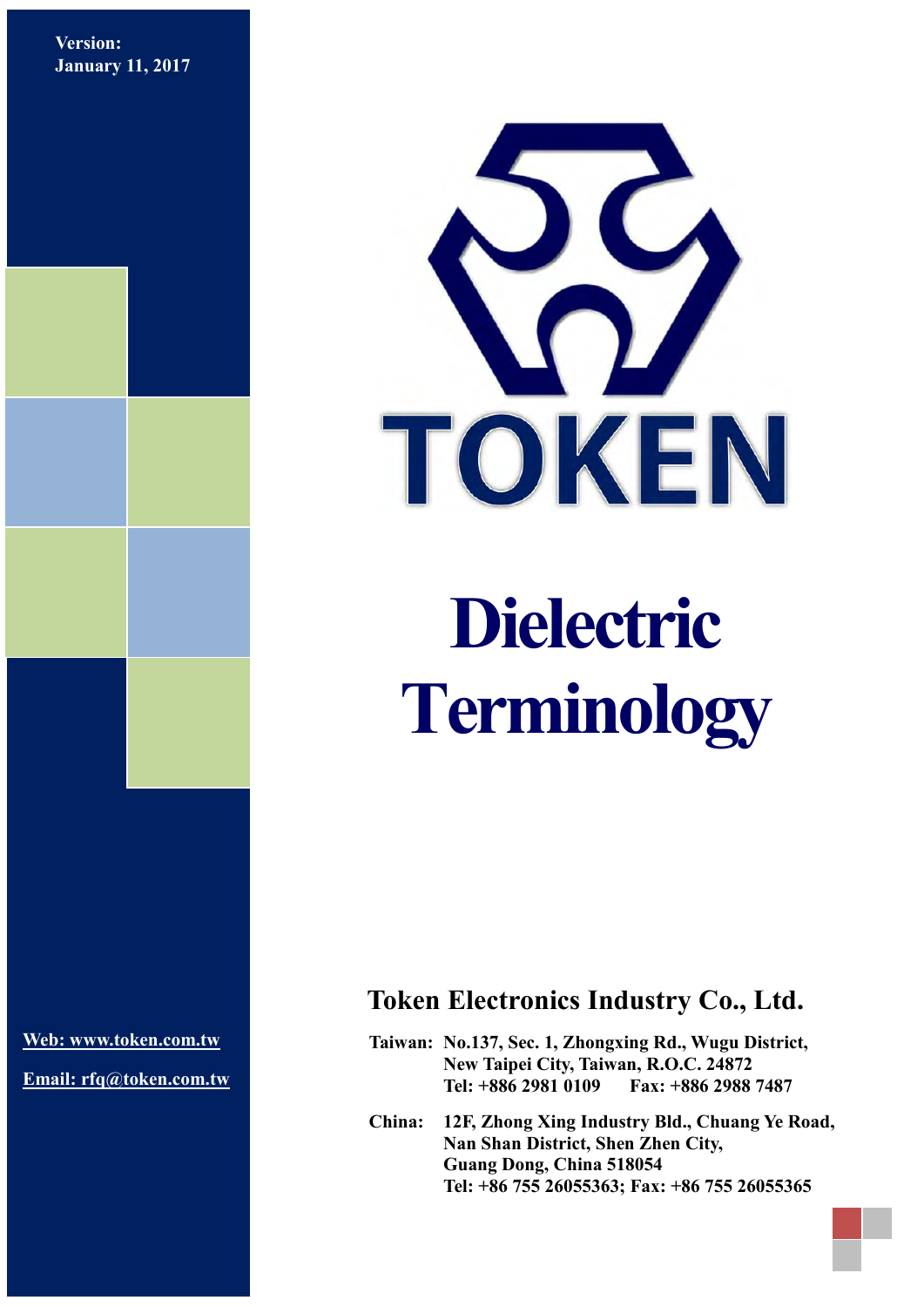Version:
January 11, 2017

TOKEN

# Dielectric Terminology

## Token Electronics Industry Co., Ltd.

Web: www.token.com.tw

Email: rfq@token.com.tw

**Taiwan:** No.137, Sec. 1, Zhongxing Rd., Wugu District,
New Taipei City, Taiwan, R.O.C. 24872
Tel: +886 2981 0109  Fax: +886 2988 7487

**China:** 12F, Zhong Xing Industry Bld., Chuang Ye Road,
Nan Shan District, Shen Zhen City,
Guang Dong, China 518054
Tel: +86 755 26055363; Fax: +86 755 26055365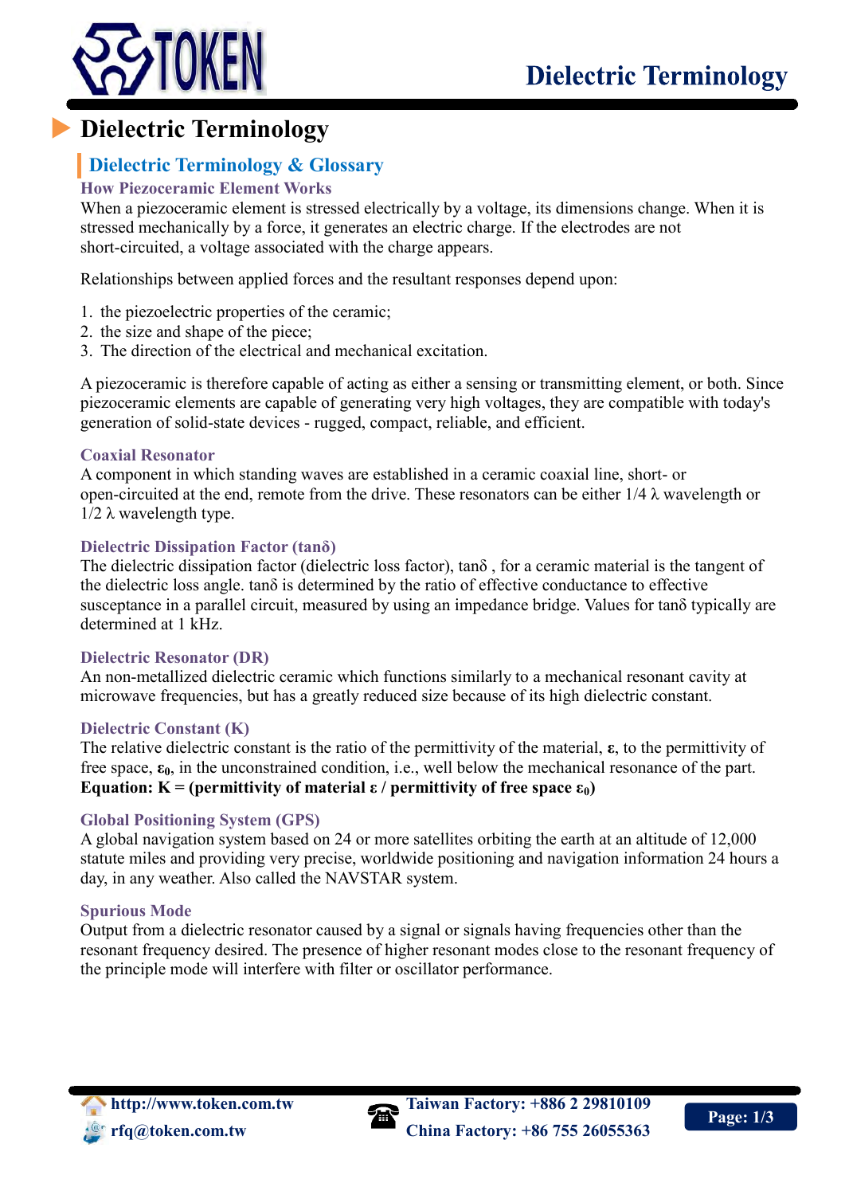# Dielectric Terminology

## Dielectric Terminology & Glossary

### How Piezoceramic Element Works

When a piezoceramic element is stressed electrically by a voltage, its dimensions change. When it is stressed mechanically by a force, it generates an electric charge. If the electrodes are not short-circuited, a voltage associated with the charge appears.

Relationships between applied forces and the resultant responses depend upon:

1. the piezoelectric properties of the ceramic;
2. the size and shape of the piece;
3. The direction of the electrical and mechanical excitation.

A piezoceramic is therefore capable of acting as either a sensing or transmitting element, or both. Since piezoceramic elements are capable of generating very high voltages, they are compatible with today's generation of solid-state devices - rugged, compact, reliable, and efficient.

### Coaxial Resonator

A component in which standing waves are established in a ceramic coaxial line, short- or open-circuited at the end, remote from the drive. These resonators can be either 1/4 $\lambda$ wavelength or 1/2 $\lambda$ wavelength type.

### Dielectric Dissipation Factor (tanδ)

The dielectric dissipation factor (dielectric loss factor), $\tan\delta$ , for a ceramic material is the tangent of the dielectric loss angle. $\tan\delta$ is determined by the ratio of effective conductance to effective susceptance in a parallel circuit, measured by using an impedance bridge. Values for $\tan\delta$ typically are determined at 1 kHz.

### Dielectric Resonator (DR)

An non-metallized dielectric ceramic which functions similarly to a mechanical resonant cavity at microwave frequencies, but has a greatly reduced size because of its high dielectric constant.

### Dielectric Constant (K)

The relative dielectric constant is the ratio of the permittivity of the material, **ε**, to the permittivity of free space, $\varepsilon_0$, in the unconstrained condition, i.e., well below the mechanical resonance of the part.

**Equation: K = (permittivity of material ε / permittivity of free space $\varepsilon_0$)**

### Global Positioning System (GPS)

A global navigation system based on 24 or more satellites orbiting the earth at an altitude of 12,000 statute miles and providing very precise, worldwide positioning and navigation information 24 hours a day, in any weather. Also called the NAVSTAR system.

### Spurious Mode

Output from a dielectric resonator caused by a signal or signals having frequencies other than the resonant frequency desired. The presence of higher resonant modes close to the resonant frequency of the principle mode will interfere with filter or oscillator performance.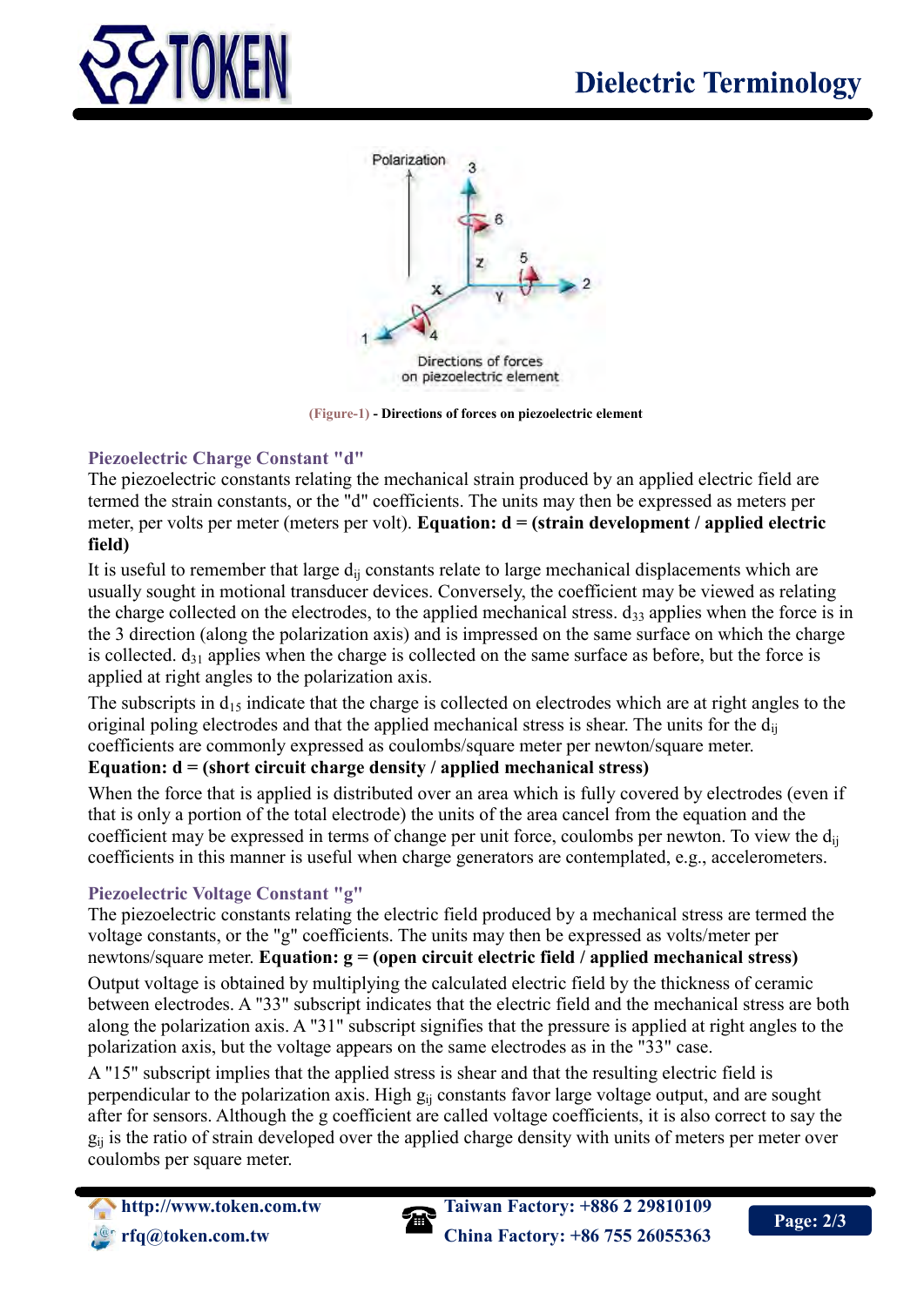(Figure-1) - Directions of forces on piezoelectric element

### Piezoelectric Charge Constant "d"

The piezoelectric constants relating the mechanical strain produced by an applied electric field are termed the strain constants, or the "d" coefficients. The units may then be expressed as meters per meter, per volts per meter (meters per volt). **Equation: d = (strain development / applied electric field)**

It is useful to remember that large $d_{ij}$ constants relate to large mechanical displacements which are usually sought in motional transducer devices. Conversely, the coefficient may be viewed as relating the charge collected on the electrodes, to the applied mechanical stress. $d_{33}$ applies when the force is in the 3 direction (along the polarization axis) and is impressed on the same surface on which the charge is collected. $d_{31}$ applies when the charge is collected on the same surface as before, but the force is applied at right angles to the polarization axis.

The subscripts in $d_{15}$ indicate that the charge is collected on electrodes which are at right angles to the original poling electrodes and that the applied mechanical stress is shear. The units for the $d_{ij}$ coefficients are commonly expressed as coulombs/square meter per newton/square meter.
**Equation: d = (short circuit charge density / applied mechanical stress)**

When the force that is applied is distributed over an area which is fully covered by electrodes (even if that is only a portion of the total electrode) the units of the area cancel from the equation and the coefficient may be expressed in terms of change per unit force, coulombs per newton. To view the $d_{ij}$ coefficients in this manner is useful when charge generators are contemplated, e.g., accelerometers.

### Piezoelectric Voltage Constant "g"

The piezoelectric constants relating the electric field produced by a mechanical stress are termed the voltage constants, or the "g" coefficients. The units may then be expressed as volts/meter per newtons/square meter. **Equation: g = (open circuit electric field / applied mechanical stress)**

Output voltage is obtained by multiplying the calculated electric field by the thickness of ceramic between electrodes. A "33" subscript indicates that the electric field and the mechanical stress are both along the polarization axis. A "31" subscript signifies that the pressure is applied at right angles to the polarization axis, but the voltage appears on the same electrodes as in the "33" case.

A "15" subscript implies that the applied stress is shear and that the resulting electric field is perpendicular to the polarization axis. High $g_{ij}$ constants favor large voltage output, and are sought after for sensors. Although the g coefficient are called voltage coefficients, it is also correct to say the $g_{ij}$ is the ratio of strain developed over the applied charge density with units of meters per meter over coulombs per square meter.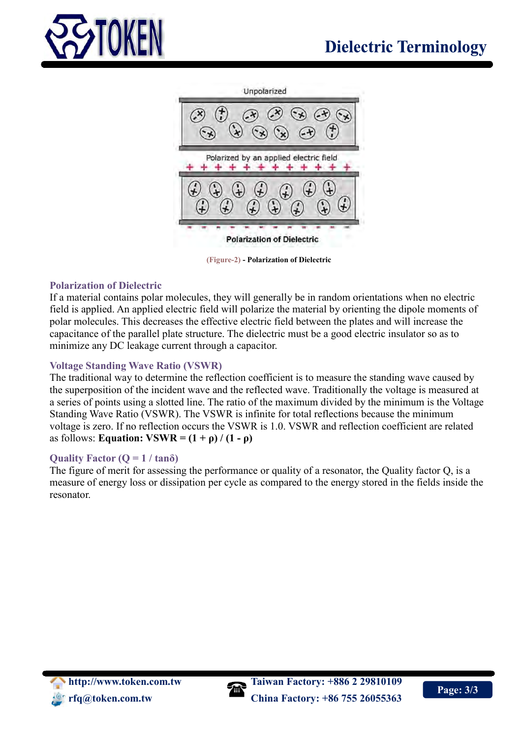Unpolarized

Polarized by an applied electric field

Polarization of Dielectric

(Figure-2) - **Polarization of Dielectric**

### Polarization of Dielectric

If a material contains polar molecules, they will generally be in random orientations when no electric field is applied. An applied electric field will polarize the material by orienting the dipole moments of polar molecules. This decreases the effective electric field between the plates and will increase the capacitance of the parallel plate structure. The dielectric must be a good electric insulator so as to minimize any DC leakage current through a capacitor.

### Voltage Standing Wave Ratio (VSWR)

The traditional way to determine the reflection coefficient is to measure the standing wave caused by the superposition of the incident wave and the reflected wave. Traditionally the voltage is measured at a series of points using a slotted line. The ratio of the maximum divided by the minimum is the Voltage Standing Wave Ratio (VSWR). The VSWR is infinite for total reflections because the minimum voltage is zero. If no reflection occurs the VSWR is 1.0. VSWR and reflection coefficient are related as follows: **Equation:** $VSWR = (1 + \rho) / (1 - \rho)$

### Quality Factor ($Q = 1 / \tan\delta$)

The figure of merit for assessing the performance or quality of a resonator, the Quality factor Q, is a measure of energy loss or dissipation per cycle as compared to the energy stored in the fields inside the resonator.

http://www.token.com.tw

rfq@token.com.tw

Taiwan Factory: +886 2 29810109

China Factory: +86 755 26055363